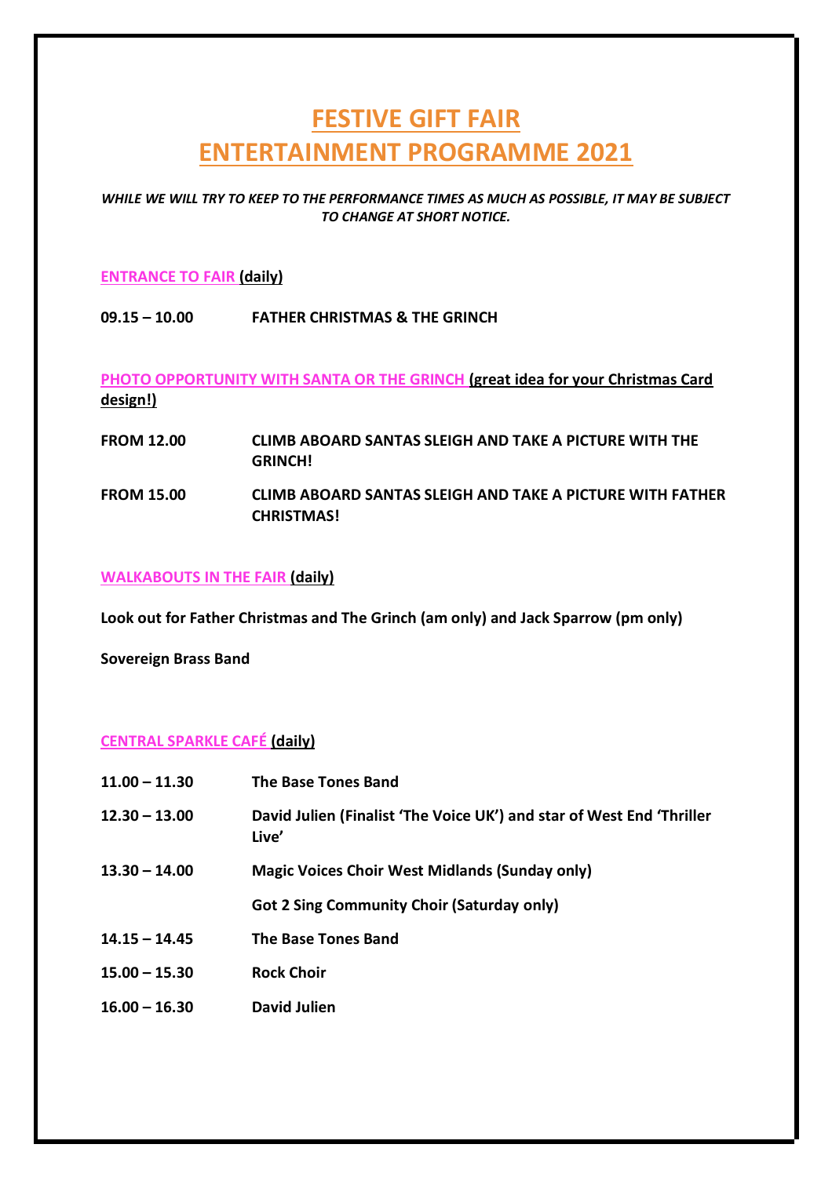# FESTIVE GIFT FAIR
# ENTERTAINMENT PROGRAMME 2021

*WHILE WE WILL TRY TO KEEP TO THE PERFORMANCE TIMES AS MUCH AS POSSIBLE, IT MAY BE SUBJECT TO CHANGE AT SHORT NOTICE.*

### ENTRANCE TO FAIR (daily)

| | |
|---|---|
| **09.15 – 10.00** | **FATHER CHRISTMAS & THE GRINCH** |

### PHOTO OPPORTUNITY WITH SANTA OR THE GRINCH (great idea for your Christmas Card design!)

| | |
|---|---|
| **FROM 12.00** | **CLIMB ABOARD SANTAS SLEIGH AND TAKE A PICTURE WITH THE GRINCH!** |
| **FROM 15.00** | **CLIMB ABOARD SANTAS SLEIGH AND TAKE A PICTURE WITH FATHER CHRISTMAS!** |

### WALKABOUTS IN THE FAIR (daily)

**Look out for Father Christmas and The Grinch (am only) and Jack Sparrow (pm only)**

**Sovereign Brass Band**

### CENTRAL SPARKLE CAFÉ (daily)

| | |
|---|---|
| **11.00 – 11.30** | **The Base Tones Band** |
| **12.30 – 13.00** | **David Julien (Finalist 'The Voice UK') and star of West End 'Thriller Live'** |
| **13.30 – 14.00** | **Magic Voices Choir West Midlands (Sunday only)** |
| | **Got 2 Sing Community Choir (Saturday only)** |
| **14.15 – 14.45** | **The Base Tones Band** |
| **15.00 – 15.30** | **Rock Choir** |
| **16.00 – 16.30** | **David Julien** |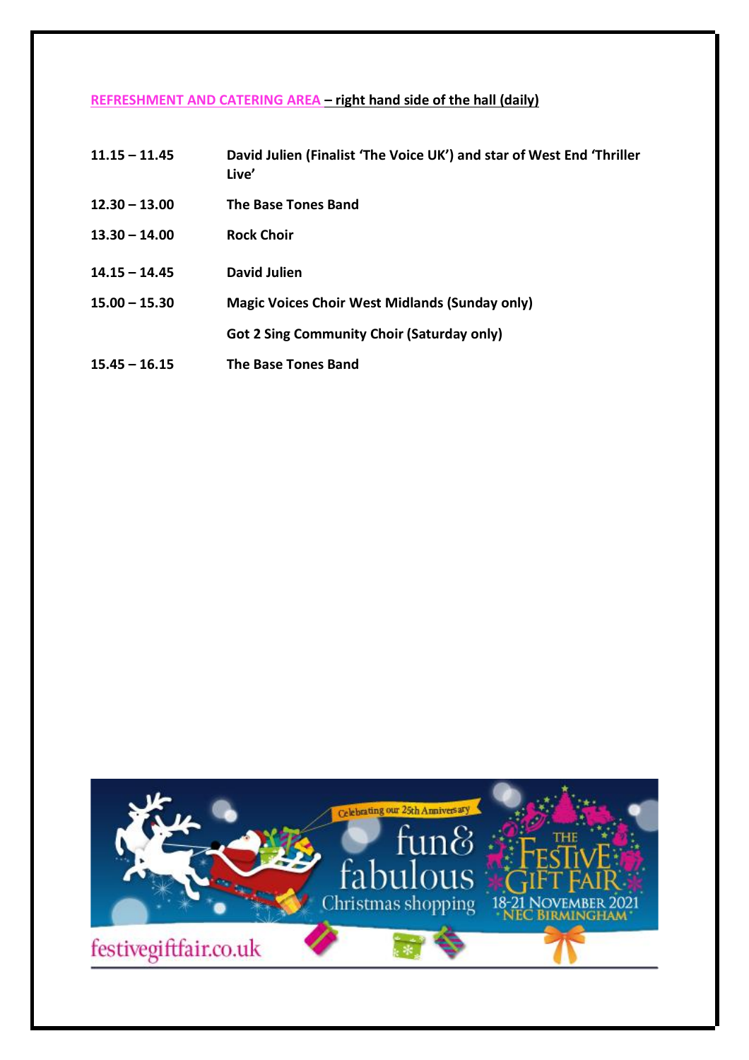**REFRESHMENT AND CATERING AREA – right hand side of the hall (daily)**

| | |
|---|---|
| **11.15 – 11.45** | **David Julien (Finalist 'The Voice UK') and star of West End 'Thriller Live'** |
| **12.30 – 13.00** | **The Base Tones Band** |
| **13.30 – 14.00** | **Rock Choir** |
| **14.15 – 14.45** | **David Julien** |
| **15.00 – 15.30** | **Magic Voices Choir West Midlands (Sunday only)** |
| | **Got 2 Sing Community Choir (Saturday only)** |
| **15.45 – 16.15** | **The Base Tones Band** |

Celebrating our 25th Anniversary

fun& fabulous Christmas shopping

THE FESTIVE GIFT FAIR

18-21 NOVEMBER 2021 NEC BIRMINGHAM

festivegiftfair.co.uk